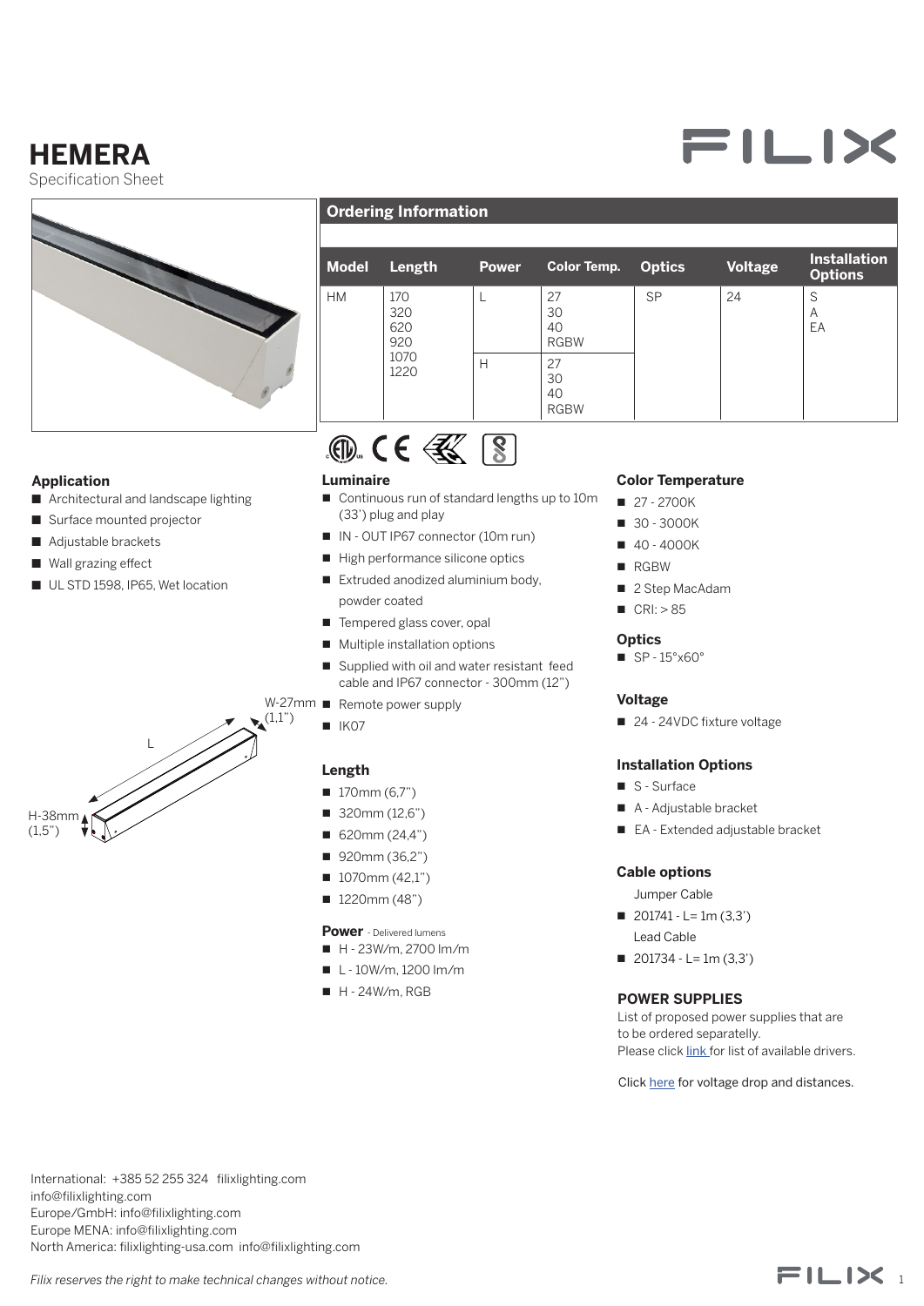# HEMERA

Specification Sheet

## Ordering Information

| Model | Length | Power | Color Temp. | Optics | Voltage | Installation Options |
|---|---|---|---|---|---|---|
| HM | 170<br>320<br>620<br>920<br>1070<br>1220 | L | 27<br>30<br>40<br>RGBW | SP | 24 | S<br>A<br>EA |
| | | H | 27<br>30<br>40<br>RGBW | | | |

### Application

- Architectural and landscape lighting
- Surface mounted projector
- Adjustable brackets
- Wall grazing effect
- UL STD 1598, IP65, Wet location

W-27mm (1,1")

L

H-38mm (1,5")

### Luminaire

- Continuous run of standard lengths up to 10m (33') plug and play
- IN - OUT IP67 connector (10m run)
- High performance silicone optics
- Extruded anodized aluminium body, powder coated
- Tempered glass cover, opal
- Multiple installation options
- Supplied with oil and water resistant feed cable and IP67 connector - 300mm (12")
- Remote power supply
- IK07

### Length

- 170mm (6,7")
- 320mm (12,6")
- 620mm (24,4")
- 920mm (36,2")
- 1070mm (42,1")
- 1220mm (48")

### Power - Delivered lumens

- H - 23W/m, 2700 lm/m
- L - 10W/m, 1200 lm/m
- H - 24W/m, RGB

### Color Temperature

- 27 - 2700K
- 30 - 3000K
- 40 - 4000K
- RGBW
- 2 Step MacAdam
- CRI: > 85

### Optics

- SP - 15°x60°

### Voltage

- 24 - 24VDC fixture voltage

### Installation Options

- S - Surface
- A - Adjustable bracket
- EA - Extended adjustable bracket

### Cable options

Jumper Cable

- 201741 - L= 1m (3,3')

Lead Cable

- 201734 - L= 1m (3,3')

### POWER SUPPLIES

List of proposed power supplies that are to be ordered separatelly.
Please click link for list of available drivers.

Click here for voltage drop and distances.

International: +385 52 255 324 filixlighting.com
info@filixlighting.com
Europe/GmbH: info@filixlighting.com
Europe MENA: info@filixlighting.com
North America: filixlighting-usa.com info@filixlighting.com

*Filix reserves the right to make technical changes without notice.*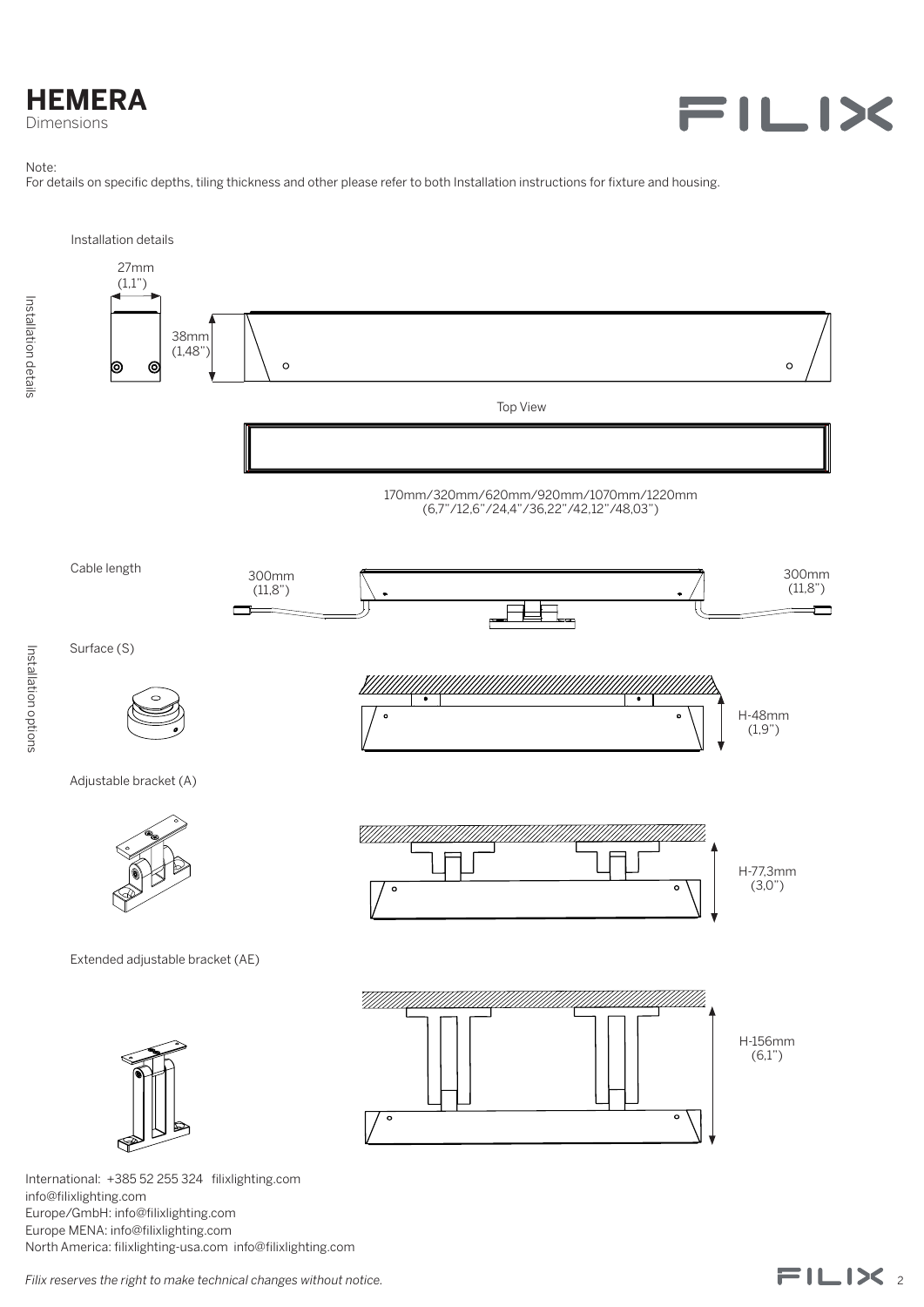# HEMERA

Dimensions

Note:
For details on specific depths, tiling thickness and other please refer to both Installation instructions for fixture and housing.

## Installation details

27mm
(1,1")

38mm
(1,48")

Top View

170mm/320mm/620mm/920mm/1070mm/1220mm
(6,7"/12,6"/24,4"/36,22"/42,12"/48,03")

Cable length

300mm
(11,8")

300mm
(11,8")

## Installation options

Surface (S)

H-48mm
(1,9")

Adjustable bracket (A)

H-77,3mm
(3,0")

Extended adjustable bracket (AE)

H-156mm
(6,1")

International: +385 52 255 324 filixlighting.com
info@filixlighting.com
Europe/GmbH: info@filixlighting.com
Europe MENA: info@filixlighting.com
North America: filixlighting-usa.com info@filixlighting.com

*Filix reserves the right to make technical changes without notice.*